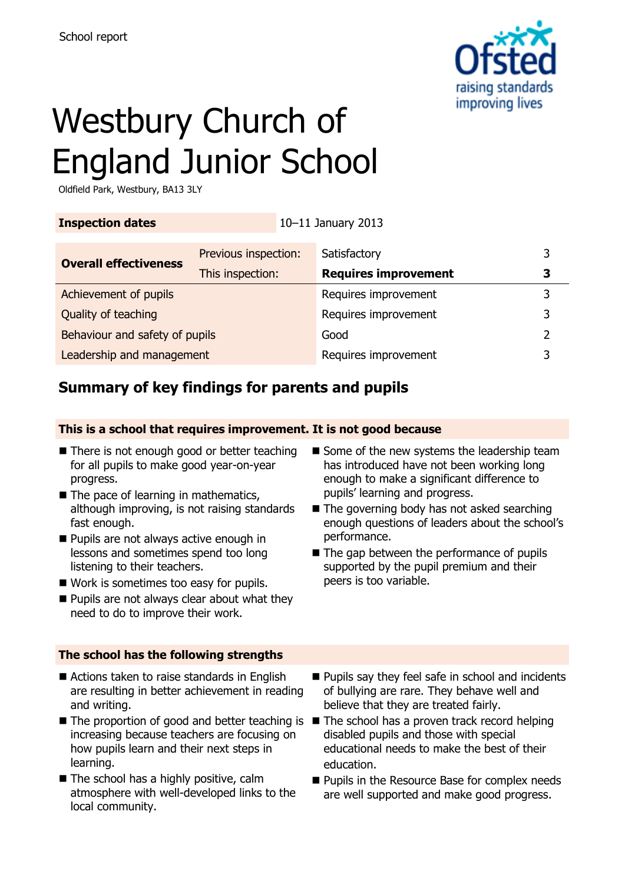School report

# Westbury Church of England Junior School

Oldfield Park, Westbury, BA13 3LY

| **Inspection dates** | | 10–11 January 2013 | |
|---|---|---|---|
| **Overall effectiveness** | Previous inspection: | Satisfactory | 3 |
| | This inspection: | **Requires improvement** | **3** |
| Achievement of pupils | | Requires improvement | 3 |
| Quality of teaching | | Requires improvement | 3 |
| Behaviour and safety of pupils | | Good | 2 |
| Leadership and management | | Requires improvement | 3 |

## Summary of key findings for parents and pupils

**This is a school that requires improvement. It is not good because**

- There is not enough good or better teaching for all pupils to make good year-on-year progress.
- The pace of learning in mathematics, although improving, is not raising standards fast enough.
- Pupils are not always active enough in lessons and sometimes spend too long listening to their teachers.
- Work is sometimes too easy for pupils.
- Pupils are not always clear about what they need to do to improve their work.
- Some of the new systems the leadership team has introduced have not been working long enough to make a significant difference to pupils' learning and progress.
- The governing body has not asked searching enough questions of leaders about the school's performance.
- The gap between the performance of pupils supported by the pupil premium and their peers is too variable.

**The school has the following strengths**

- Actions taken to raise standards in English are resulting in better achievement in reading and writing.
- The proportion of good and better teaching is increasing because teachers are focusing on how pupils learn and their next steps in learning.
- The school has a highly positive, calm atmosphere with well-developed links to the local community.
- Pupils say they feel safe in school and incidents of bullying are rare. They behave well and believe that they are treated fairly.
- The school has a proven track record helping disabled pupils and those with special educational needs to make the best of their education.
- Pupils in the Resource Base for complex needs are well supported and make good progress.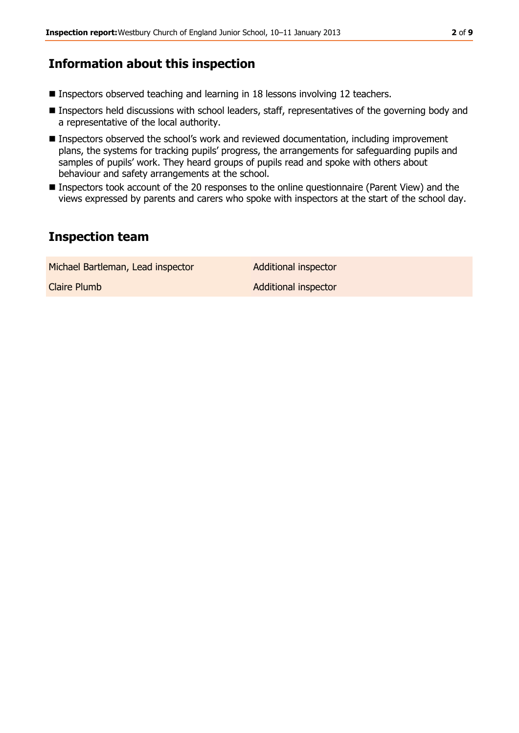## Information about this inspection

- Inspectors observed teaching and learning in 18 lessons involving 12 teachers.
- Inspectors held discussions with school leaders, staff, representatives of the governing body and a representative of the local authority.
- Inspectors observed the school's work and reviewed documentation, including improvement plans, the systems for tracking pupils' progress, the arrangements for safeguarding pupils and samples of pupils' work. They heard groups of pupils read and spoke with others about behaviour and safety arrangements at the school.
- Inspectors took account of the 20 responses to the online questionnaire (Parent View) and the views expressed by parents and carers who spoke with inspectors at the start of the school day.

## Inspection team

| | |
|---|---|
| Michael Bartleman, Lead inspector | Additional inspector |
| Claire Plumb | Additional inspector |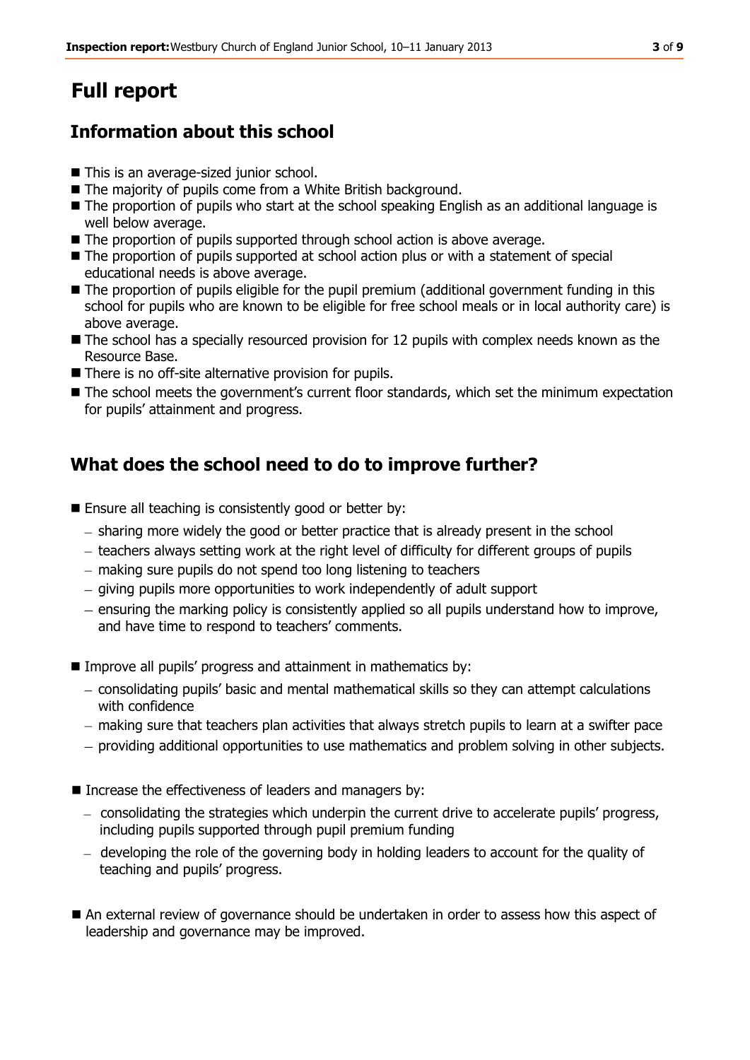# Full report

## Information about this school

- This is an average-sized junior school.
- The majority of pupils come from a White British background.
- The proportion of pupils who start at the school speaking English as an additional language is well below average.
- The proportion of pupils supported through school action is above average.
- The proportion of pupils supported at school action plus or with a statement of special educational needs is above average.
- The proportion of pupils eligible for the pupil premium (additional government funding in this school for pupils who are known to be eligible for free school meals or in local authority care) is above average.
- The school has a specially resourced provision for 12 pupils with complex needs known as the Resource Base.
- There is no off-site alternative provision for pupils.
- The school meets the government's current floor standards, which set the minimum expectation for pupils' attainment and progress.

## What does the school need to do to improve further?

- Ensure all teaching is consistently good or better by:
  - sharing more widely the good or better practice that is already present in the school
  - teachers always setting work at the right level of difficulty for different groups of pupils
  - making sure pupils do not spend too long listening to teachers
  - giving pupils more opportunities to work independently of adult support
  - ensuring the marking policy is consistently applied so all pupils understand how to improve, and have time to respond to teachers' comments.

- Improve all pupils' progress and attainment in mathematics by:
  - consolidating pupils' basic and mental mathematical skills so they can attempt calculations with confidence
  - making sure that teachers plan activities that always stretch pupils to learn at a swifter pace
  - providing additional opportunities to use mathematics and problem solving in other subjects.

- Increase the effectiveness of leaders and managers by:
  - consolidating the strategies which underpin the current drive to accelerate pupils' progress, including pupils supported through pupil premium funding
  - developing the role of the governing body in holding leaders to account for the quality of teaching and pupils' progress.

- An external review of governance should be undertaken in order to assess how this aspect of leadership and governance may be improved.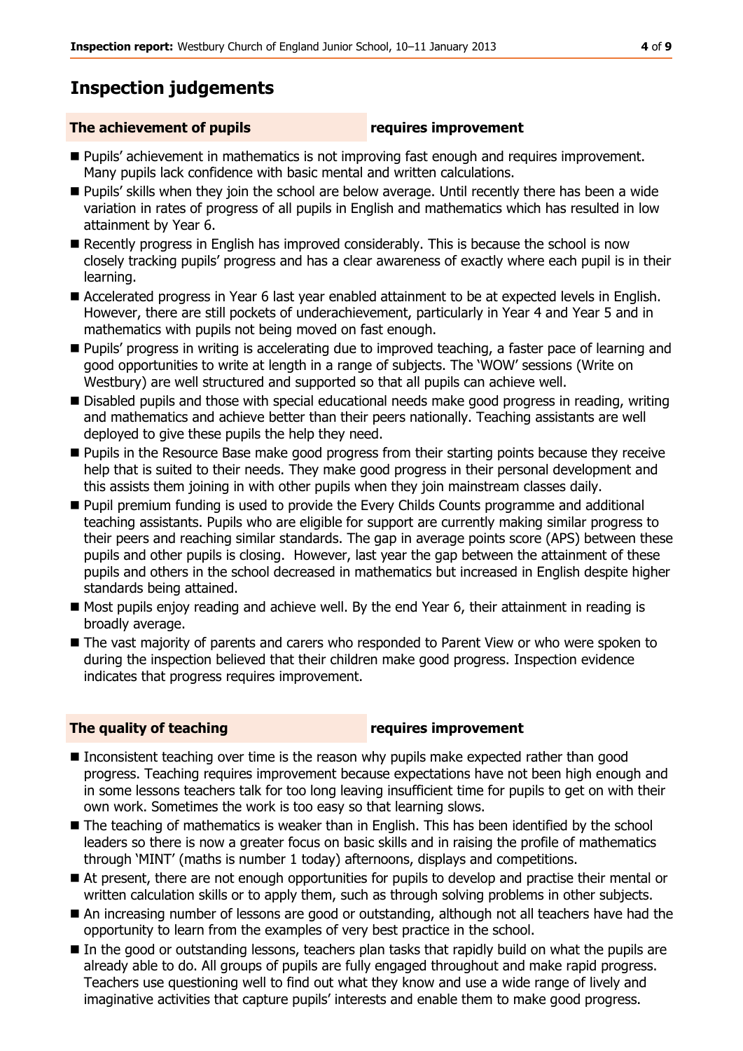## Inspection judgements

**The achievement of pupils** **requires improvement**

- Pupils' achievement in mathematics is not improving fast enough and requires improvement. Many pupils lack confidence with basic mental and written calculations.
- Pupils' skills when they join the school are below average. Until recently there has been a wide variation in rates of progress of all pupils in English and mathematics which has resulted in low attainment by Year 6.
- Recently progress in English has improved considerably. This is because the school is now closely tracking pupils' progress and has a clear awareness of exactly where each pupil is in their learning.
- Accelerated progress in Year 6 last year enabled attainment to be at expected levels in English. However, there are still pockets of underachievement, particularly in Year 4 and Year 5 and in mathematics with pupils not being moved on fast enough.
- Pupils' progress in writing is accelerating due to improved teaching, a faster pace of learning and good opportunities to write at length in a range of subjects. The 'WOW' sessions (Write on Westbury) are well structured and supported so that all pupils can achieve well.
- Disabled pupils and those with special educational needs make good progress in reading, writing and mathematics and achieve better than their peers nationally. Teaching assistants are well deployed to give these pupils the help they need.
- Pupils in the Resource Base make good progress from their starting points because they receive help that is suited to their needs. They make good progress in their personal development and this assists them joining in with other pupils when they join mainstream classes daily.
- Pupil premium funding is used to provide the Every Childs Counts programme and additional teaching assistants. Pupils who are eligible for support are currently making similar progress to their peers and reaching similar standards. The gap in average points score (APS) between these pupils and other pupils is closing. However, last year the gap between the attainment of these pupils and others in the school decreased in mathematics but increased in English despite higher standards being attained.
- Most pupils enjoy reading and achieve well. By the end Year 6, their attainment in reading is broadly average.
- The vast majority of parents and carers who responded to Parent View or who were spoken to during the inspection believed that their children make good progress. Inspection evidence indicates that progress requires improvement.

**The quality of teaching** **requires improvement**

- Inconsistent teaching over time is the reason why pupils make expected rather than good progress. Teaching requires improvement because expectations have not been high enough and in some lessons teachers talk for too long leaving insufficient time for pupils to get on with their own work. Sometimes the work is too easy so that learning slows.
- The teaching of mathematics is weaker than in English. This has been identified by the school leaders so there is now a greater focus on basic skills and in raising the profile of mathematics through 'MINT' (maths is number 1 today) afternoons, displays and competitions.
- At present, there are not enough opportunities for pupils to develop and practise their mental or written calculation skills or to apply them, such as through solving problems in other subjects.
- An increasing number of lessons are good or outstanding, although not all teachers have had the opportunity to learn from the examples of very best practice in the school.
- In the good or outstanding lessons, teachers plan tasks that rapidly build on what the pupils are already able to do. All groups of pupils are fully engaged throughout and make rapid progress. Teachers use questioning well to find out what they know and use a wide range of lively and imaginative activities that capture pupils' interests and enable them to make good progress.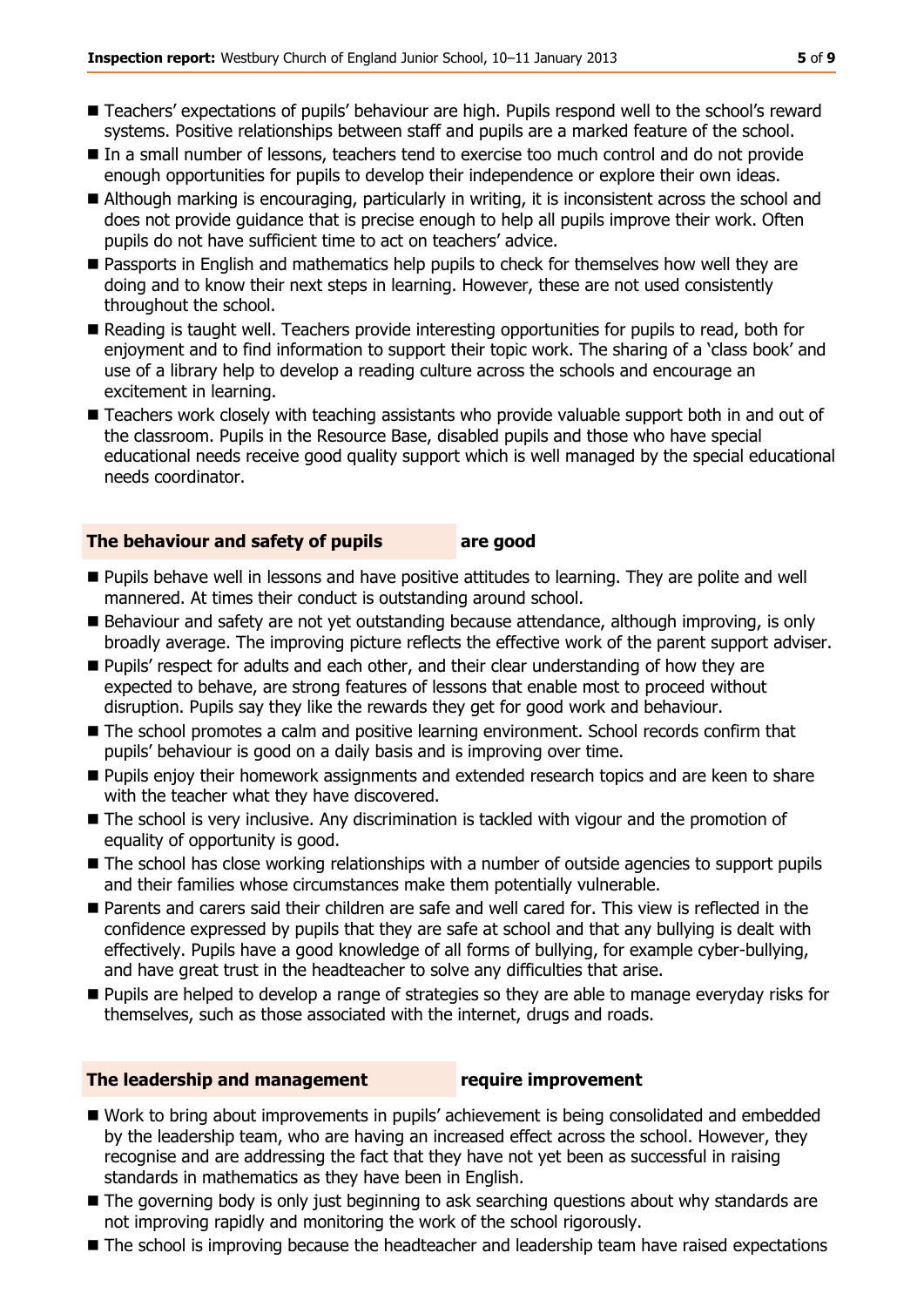- Teachers' expectations of pupils' behaviour are high. Pupils respond well to the school's reward systems. Positive relationships between staff and pupils are a marked feature of the school.
- In a small number of lessons, teachers tend to exercise too much control and do not provide enough opportunities for pupils to develop their independence or explore their own ideas.
- Although marking is encouraging, particularly in writing, it is inconsistent across the school and does not provide guidance that is precise enough to help all pupils improve their work. Often pupils do not have sufficient time to act on teachers' advice.
- Passports in English and mathematics help pupils to check for themselves how well they are doing and to know their next steps in learning. However, these are not used consistently throughout the school.
- Reading is taught well. Teachers provide interesting opportunities for pupils to read, both for enjoyment and to find information to support their topic work. The sharing of a 'class book' and use of a library help to develop a reading culture across the schools and encourage an excitement in learning.
- Teachers work closely with teaching assistants who provide valuable support both in and out of the classroom. Pupils in the Resource Base, disabled pupils and those who have special educational needs receive good quality support which is well managed by the special educational needs coordinator.

## The behaviour and safety of pupils **are good**

- Pupils behave well in lessons and have positive attitudes to learning. They are polite and well mannered. At times their conduct is outstanding around school.
- Behaviour and safety are not yet outstanding because attendance, although improving, is only broadly average. The improving picture reflects the effective work of the parent support adviser.
- Pupils' respect for adults and each other, and their clear understanding of how they are expected to behave, are strong features of lessons that enable most to proceed without disruption. Pupils say they like the rewards they get for good work and behaviour.
- The school promotes a calm and positive learning environment. School records confirm that pupils' behaviour is good on a daily basis and is improving over time.
- Pupils enjoy their homework assignments and extended research topics and are keen to share with the teacher what they have discovered.
- The school is very inclusive. Any discrimination is tackled with vigour and the promotion of equality of opportunity is good.
- The school has close working relationships with a number of outside agencies to support pupils and their families whose circumstances make them potentially vulnerable.
- Parents and carers said their children are safe and well cared for. This view is reflected in the confidence expressed by pupils that they are safe at school and that any bullying is dealt with effectively. Pupils have a good knowledge of all forms of bullying, for example cyber-bullying, and have great trust in the headteacher to solve any difficulties that arise.
- Pupils are helped to develop a range of strategies so they are able to manage everyday risks for themselves, such as those associated with the internet, drugs and roads.

## The leadership and management **require improvement**

- Work to bring about improvements in pupils' achievement is being consolidated and embedded by the leadership team, who are having an increased effect across the school. However, they recognise and are addressing the fact that they have not yet been as successful in raising standards in mathematics as they have been in English.
- The governing body is only just beginning to ask searching questions about why standards are not improving rapidly and monitoring the work of the school rigorously.
- The school is improving because the headteacher and leadership team have raised expectations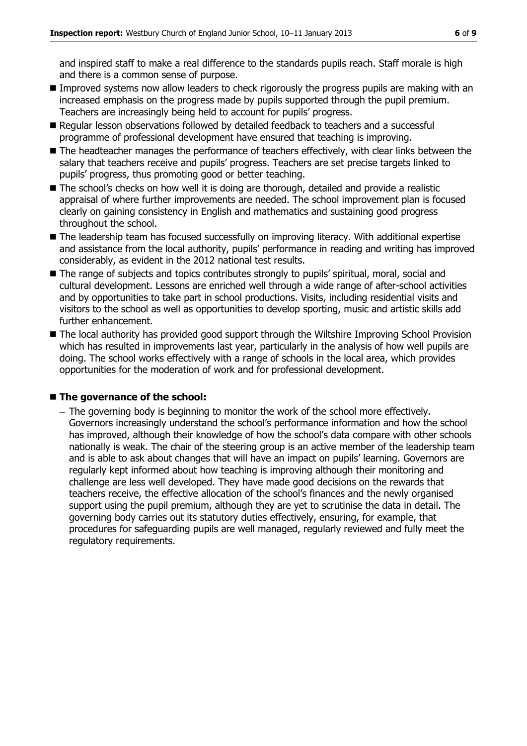and inspired staff to make a real difference to the standards pupils reach. Staff morale is high and there is a common sense of purpose.

- Improved systems now allow leaders to check rigorously the progress pupils are making with an increased emphasis on the progress made by pupils supported through the pupil premium. Teachers are increasingly being held to account for pupils' progress.
- Regular lesson observations followed by detailed feedback to teachers and a successful programme of professional development have ensured that teaching is improving.
- The headteacher manages the performance of teachers effectively, with clear links between the salary that teachers receive and pupils' progress. Teachers are set precise targets linked to pupils' progress, thus promoting good or better teaching.
- The school's checks on how well it is doing are thorough, detailed and provide a realistic appraisal of where further improvements are needed. The school improvement plan is focused clearly on gaining consistency in English and mathematics and sustaining good progress throughout the school.
- The leadership team has focused successfully on improving literacy. With additional expertise and assistance from the local authority, pupils' performance in reading and writing has improved considerably, as evident in the 2012 national test results.
- The range of subjects and topics contributes strongly to pupils' spiritual, moral, social and cultural development. Lessons are enriched well through a wide range of after-school activities and by opportunities to take part in school productions. Visits, including residential visits and visitors to the school as well as opportunities to develop sporting, music and artistic skills add further enhancement.
- The local authority has provided good support through the Wiltshire Improving School Provision which has resulted in improvements last year, particularly in the analysis of how well pupils are doing. The school works effectively with a range of schools in the local area, which provides opportunities for the moderation of work and for professional development.

- **The governance of the school:**
  - The governing body is beginning to monitor the work of the school more effectively. Governors increasingly understand the school's performance information and how the school has improved, although their knowledge of how the school's data compare with other schools nationally is weak. The chair of the steering group is an active member of the leadership team and is able to ask about changes that will have an impact on pupils' learning. Governors are regularly kept informed about how teaching is improving although their monitoring and challenge are less well developed. They have made good decisions on the rewards that teachers receive, the effective allocation of the school's finances and the newly organised support using the pupil premium, although they are yet to scrutinise the data in detail. The governing body carries out its statutory duties effectively, ensuring, for example, that procedures for safeguarding pupils are well managed, regularly reviewed and fully meet the regulatory requirements.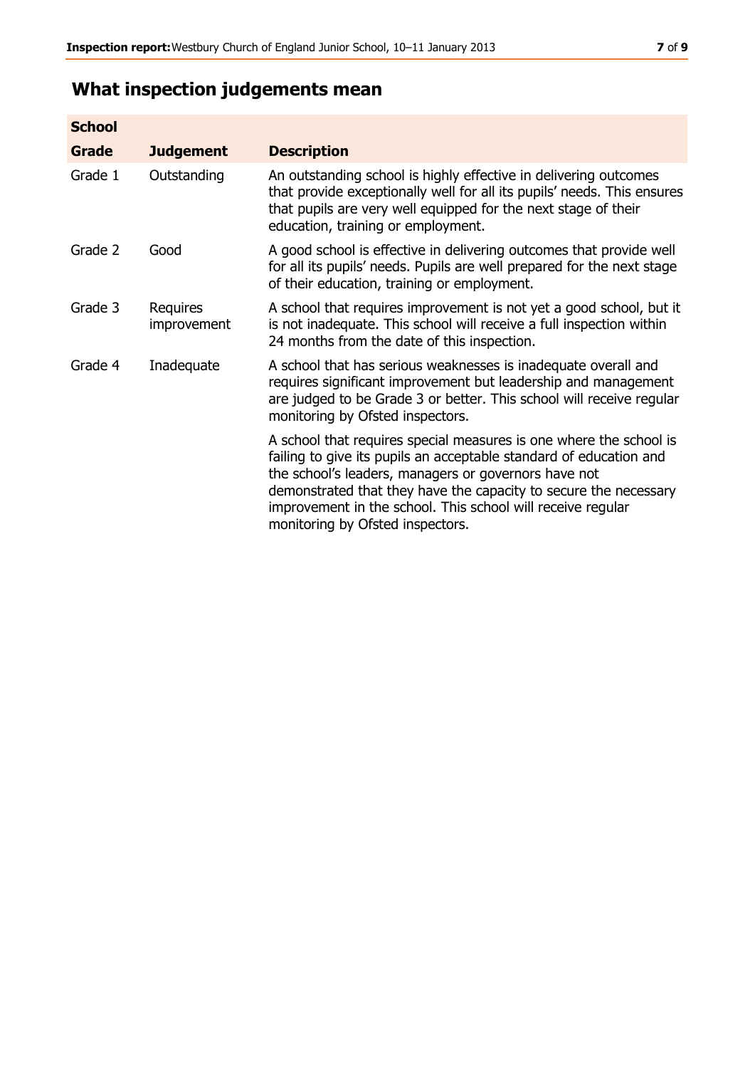## What inspection judgements mean

| School Grade | Judgement | Description |
| --- | --- | --- |
| Grade 1 | Outstanding | An outstanding school is highly effective in delivering outcomes that provide exceptionally well for all its pupils' needs. This ensures that pupils are very well equipped for the next stage of their education, training or employment. |
| Grade 2 | Good | A good school is effective in delivering outcomes that provide well for all its pupils' needs. Pupils are well prepared for the next stage of their education, training or employment. |
| Grade 3 | Requires improvement | A school that requires improvement is not yet a good school, but it is not inadequate. This school will receive a full inspection within 24 months from the date of this inspection. |
| Grade 4 | Inadequate | A school that has serious weaknesses is inadequate overall and requires significant improvement but leadership and management are judged to be Grade 3 or better. This school will receive regular monitoring by Ofsted inspectors. |
| | | A school that requires special measures is one where the school is failing to give its pupils an acceptable standard of education and the school's leaders, managers or governors have not demonstrated that they have the capacity to secure the necessary improvement in the school. This school will receive regular monitoring by Ofsted inspectors. |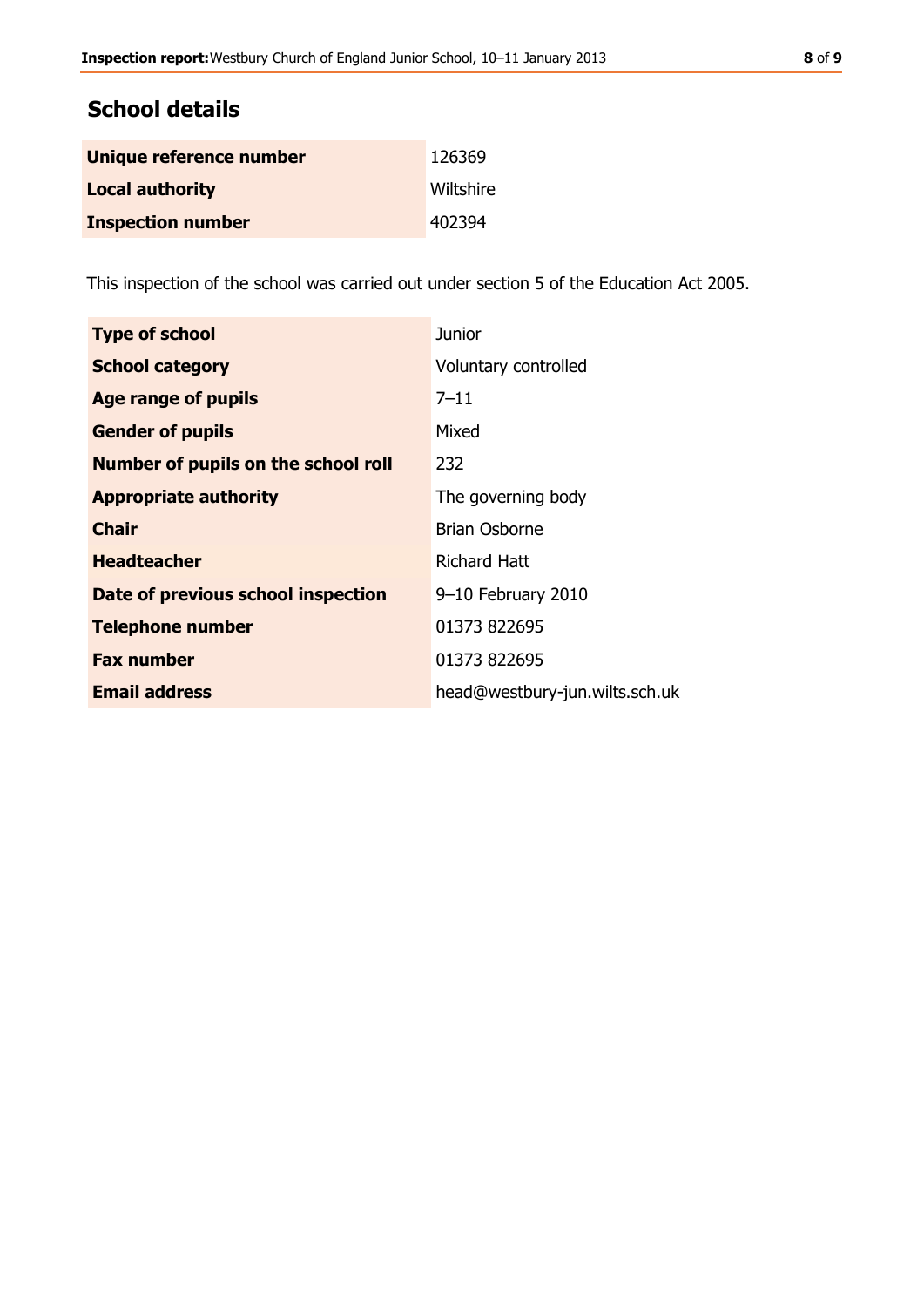## School details

| | |
|---|---|
| **Unique reference number** | 126369 |
| **Local authority** | Wiltshire |
| **Inspection number** | 402394 |

This inspection of the school was carried out under section 5 of the Education Act 2005.

| | |
|---|---|
| **Type of school** | Junior |
| **School category** | Voluntary controlled |
| **Age range of pupils** | 7–11 |
| **Gender of pupils** | Mixed |
| **Number of pupils on the school roll** | 232 |
| **Appropriate authority** | The governing body |
| **Chair** | Brian Osborne |
| **Headteacher** | Richard Hatt |
| **Date of previous school inspection** | 9–10 February 2010 |
| **Telephone number** | 01373 822695 |
| **Fax number** | 01373 822695 |
| **Email address** | head@westbury-jun.wilts.sch.uk |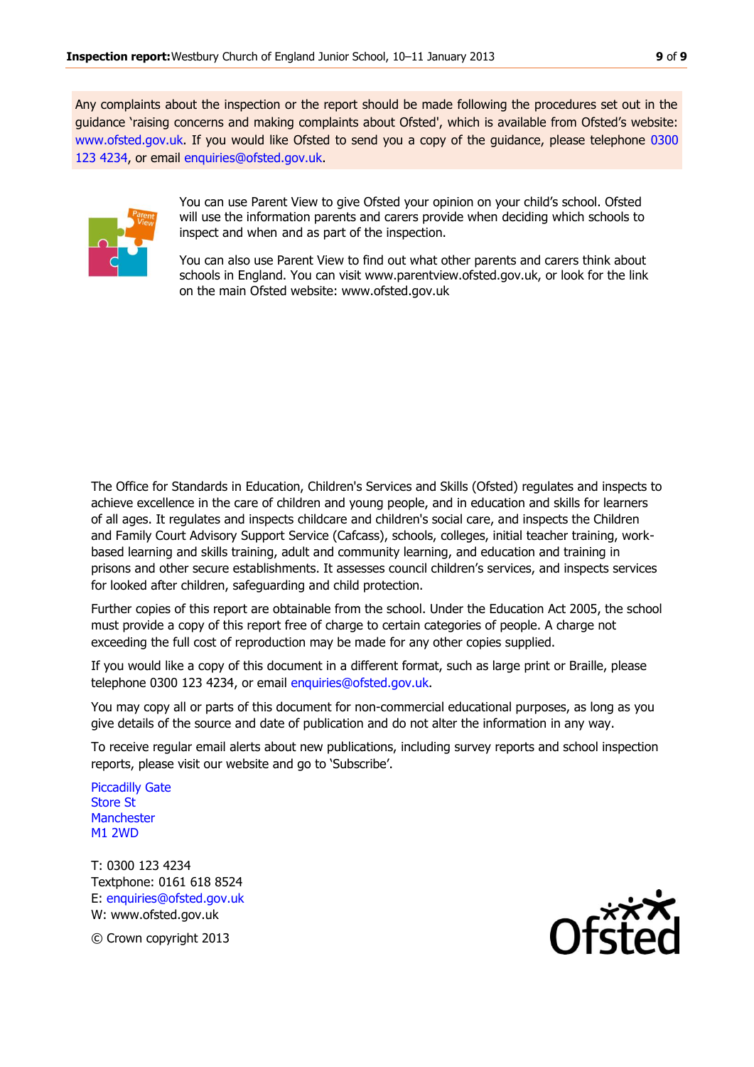Any complaints about the inspection or the report should be made following the procedures set out in the guidance 'raising concerns and making complaints about Ofsted', which is available from Ofsted's website: www.ofsted.gov.uk. If you would like Ofsted to send you a copy of the guidance, please telephone 0300 123 4234, or email enquiries@ofsted.gov.uk.

You can use Parent View to give Ofsted your opinion on your child's school. Ofsted will use the information parents and carers provide when deciding which schools to inspect and when and as part of the inspection.

You can also use Parent View to find out what other parents and carers think about schools in England. You can visit www.parentview.ofsted.gov.uk, or look for the link on the main Ofsted website: www.ofsted.gov.uk

The Office for Standards in Education, Children's Services and Skills (Ofsted) regulates and inspects to achieve excellence in the care of children and young people, and in education and skills for learners of all ages. It regulates and inspects childcare and children's social care, and inspects the Children and Family Court Advisory Support Service (Cafcass), schools, colleges, initial teacher training, work-based learning and skills training, adult and community learning, and education and training in prisons and other secure establishments. It assesses council children's services, and inspects services for looked after children, safeguarding and child protection.

Further copies of this report are obtainable from the school. Under the Education Act 2005, the school must provide a copy of this report free of charge to certain categories of people. A charge not exceeding the full cost of reproduction may be made for any other copies supplied.

If you would like a copy of this document in a different format, such as large print or Braille, please telephone 0300 123 4234, or email enquiries@ofsted.gov.uk.

You may copy all or parts of this document for non-commercial educational purposes, as long as you give details of the source and date of publication and do not alter the information in any way.

To receive regular email alerts about new publications, including survey reports and school inspection reports, please visit our website and go to 'Subscribe'.

Piccadilly Gate
Store St
Manchester
M1 2WD

T: 0300 123 4234
Textphone: 0161 618 8524
E: enquiries@ofsted.gov.uk
W: www.ofsted.gov.uk

© Crown copyright 2013